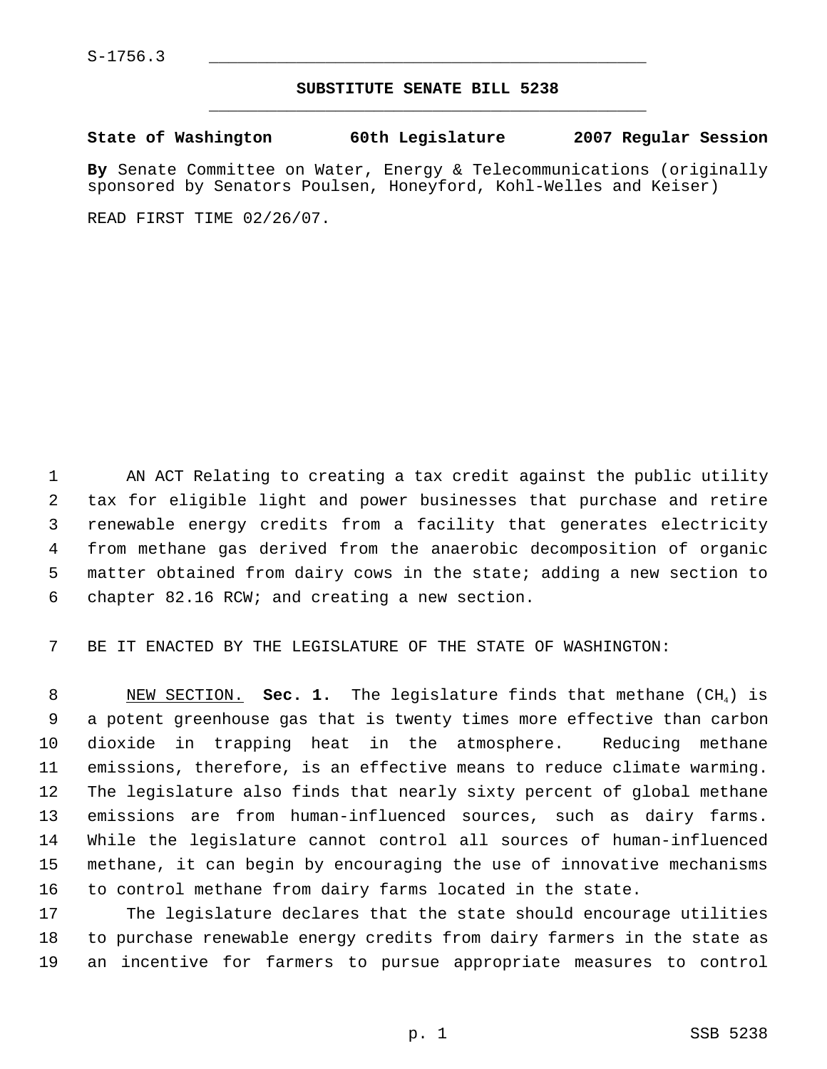S-1756.3

# SUBSTITUTE SENATE BILL 5238

**State of Washington 60th Legislature 2007 Regular Session**

**By** Senate Committee on Water, Energy & Telecommunications (originally sponsored by Senators Poulsen, Honeyford, Kohl-Welles and Keiser)

READ FIRST TIME 02/26/07.

AN ACT Relating to creating a tax credit against the public utility tax for eligible light and power businesses that purchase and retire renewable energy credits from a facility that generates electricity from methane gas derived from the anaerobic decomposition of organic matter obtained from dairy cows in the state; adding a new section to chapter 82.16 RCW; and creating a new section.

BE IT ENACTED BY THE LEGISLATURE OF THE STATE OF WASHINGTON:

NEW SECTION. **Sec. 1.** The legislature finds that methane ($CH_4$) is a potent greenhouse gas that is twenty times more effective than carbon dioxide in trapping heat in the atmosphere. Reducing methane emissions, therefore, is an effective means to reduce climate warming. The legislature also finds that nearly sixty percent of global methane emissions are from human-influenced sources, such as dairy farms. While the legislature cannot control all sources of human-influenced methane, it can begin by encouraging the use of innovative mechanisms to control methane from dairy farms located in the state.

The legislature declares that the state should encourage utilities to purchase renewable energy credits from dairy farmers in the state as an incentive for farmers to pursue appropriate measures to control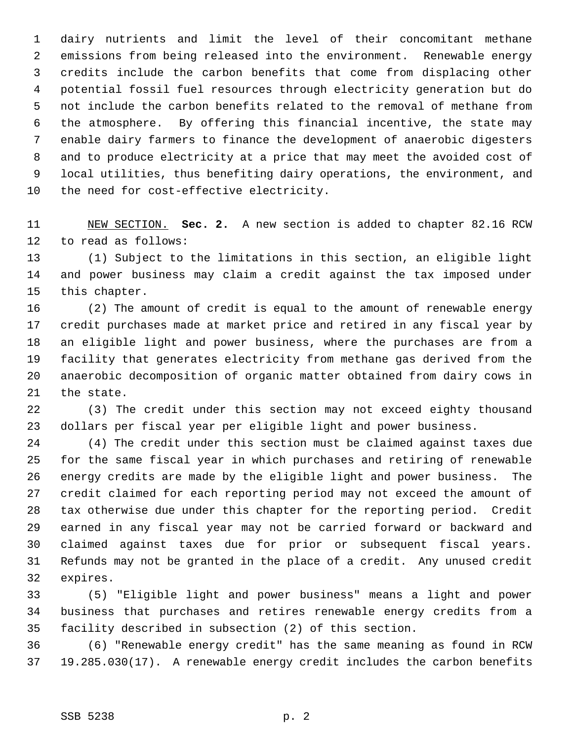dairy nutrients and limit the level of their concomitant methane emissions from being released into the environment. Renewable energy credits include the carbon benefits that come from displacing other potential fossil fuel resources through electricity generation but do not include the carbon benefits related to the removal of methane from the atmosphere. By offering this financial incentive, the state may enable dairy farmers to finance the development of anaerobic digesters and to produce electricity at a price that may meet the avoided cost of local utilities, thus benefiting dairy operations, the environment, and the need for cost-effective electricity.

NEW SECTION. **Sec. 2.** A new section is added to chapter 82.16 RCW to read as follows:

(1) Subject to the limitations in this section, an eligible light and power business may claim a credit against the tax imposed under this chapter.

(2) The amount of credit is equal to the amount of renewable energy credit purchases made at market price and retired in any fiscal year by an eligible light and power business, where the purchases are from a facility that generates electricity from methane gas derived from the anaerobic decomposition of organic matter obtained from dairy cows in the state.

(3) The credit under this section may not exceed eighty thousand dollars per fiscal year per eligible light and power business.

(4) The credit under this section must be claimed against taxes due for the same fiscal year in which purchases and retiring of renewable energy credits are made by the eligible light and power business. The credit claimed for each reporting period may not exceed the amount of tax otherwise due under this chapter for the reporting period. Credit earned in any fiscal year may not be carried forward or backward and claimed against taxes due for prior or subsequent fiscal years. Refunds may not be granted in the place of a credit. Any unused credit expires.

(5) "Eligible light and power business" means a light and power business that purchases and retires renewable energy credits from a facility described in subsection (2) of this section.

(6) "Renewable energy credit" has the same meaning as found in RCW 19.285.030(17). A renewable energy credit includes the carbon benefits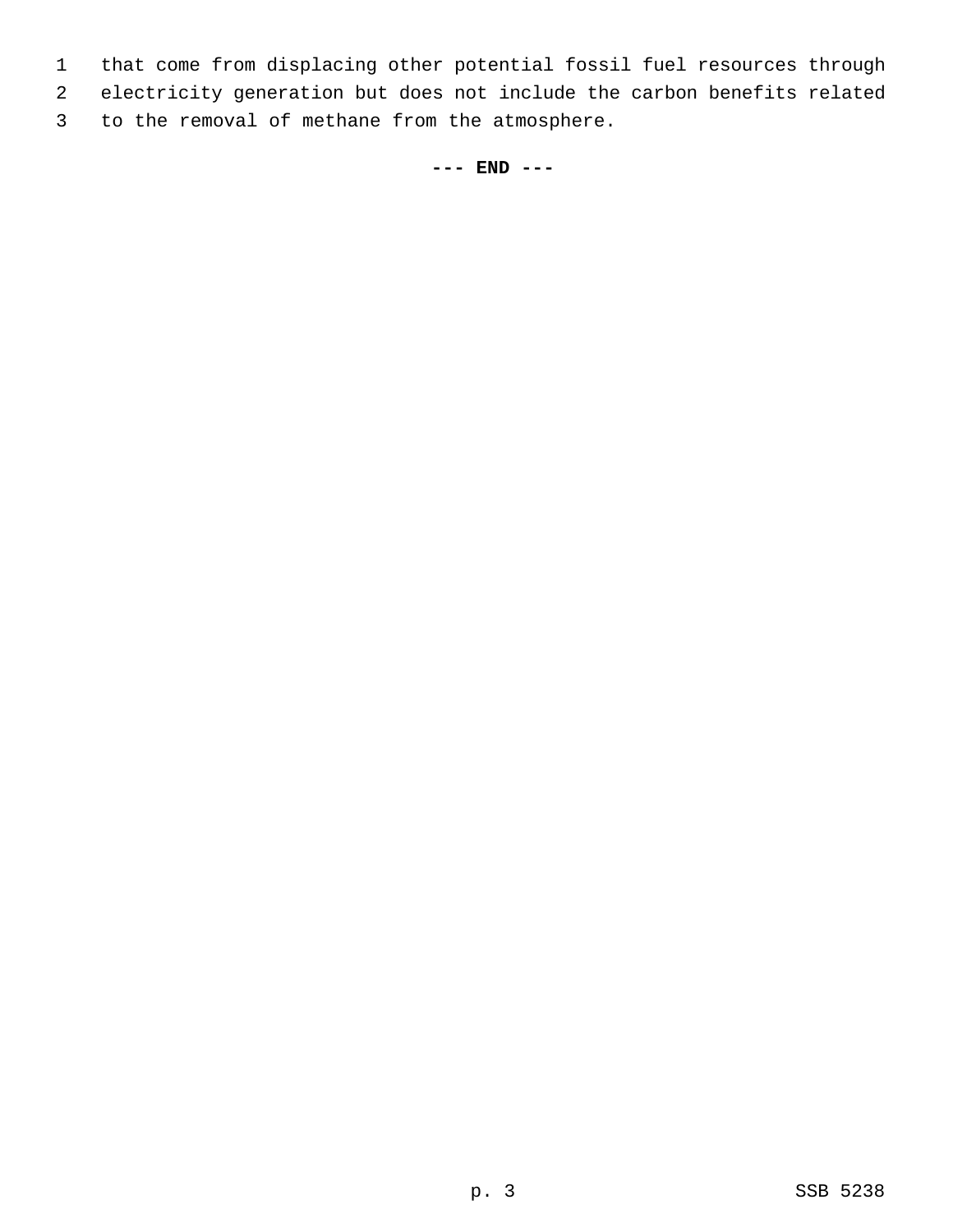that come from displacing other potential fossil fuel resources through electricity generation but does not include the carbon benefits related to the removal of methane from the atmosphere.

**--- END ---**